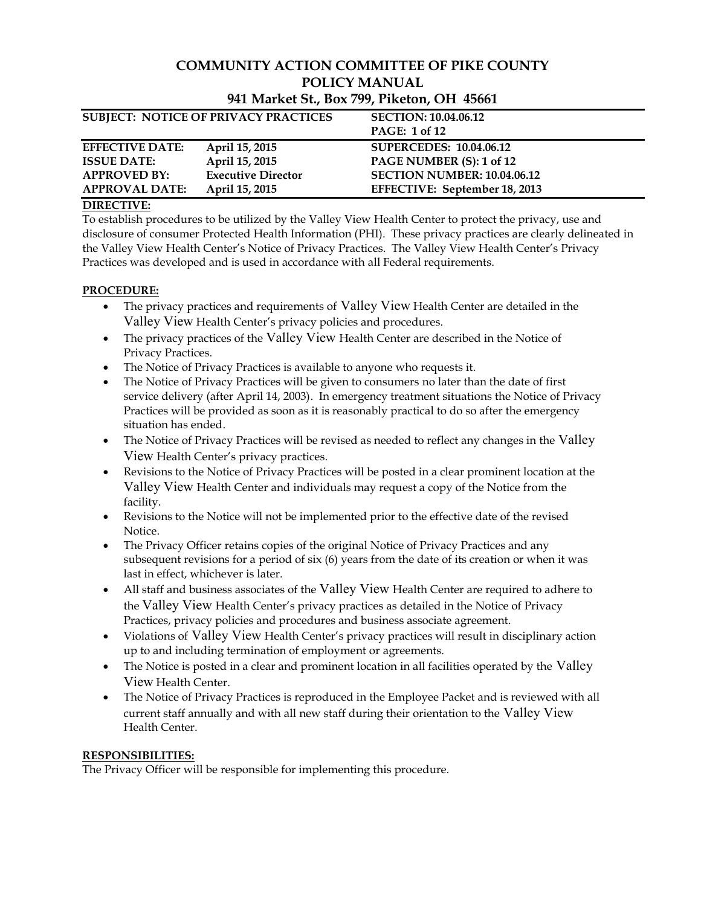# COMMUNITY ACTION COMMITTEE OF PIKE COUNTY
## POLICY MANUAL
### 941 Market St., Box 799, Piketon, OH 45661

| | | |
|---|---|---|
| **SUBJECT: NOTICE OF PRIVACY PRACTICES** | | **SECTION: 10.04.06.12** |
| | | **PAGE: 1 of 12** |
| **EFFECTIVE DATE:** | **April 15, 2015** | **SUPERCEDES: 10.04.06.12** |
| **ISSUE DATE:** | **April 15, 2015** | **PAGE NUMBER (S): 1 of 12** |
| **APPROVED BY:** | **Executive Director** | **SECTION NUMBER: 10.04.06.12** |
| **APPROVAL DATE:** | **April 15, 2015** | **EFFECTIVE: September 18, 2013** |

**DIRECTIVE:**

To establish procedures to be utilized by the Valley View Health Center to protect the privacy, use and disclosure of consumer Protected Health Information (PHI). These privacy practices are clearly delineated in the Valley View Health Center's Notice of Privacy Practices. The Valley View Health Center's Privacy Practices was developed and is used in accordance with all Federal requirements.

**PROCEDURE:**

- The privacy practices and requirements of Valley View Health Center are detailed in the Valley View Health Center's privacy policies and procedures.
- The privacy practices of the Valley View Health Center are described in the Notice of Privacy Practices.
- The Notice of Privacy Practices is available to anyone who requests it.
- The Notice of Privacy Practices will be given to consumers no later than the date of first service delivery (after April 14, 2003). In emergency treatment situations the Notice of Privacy Practices will be provided as soon as it is reasonably practical to do so after the emergency situation has ended.
- The Notice of Privacy Practices will be revised as needed to reflect any changes in the Valley View Health Center's privacy practices.
- Revisions to the Notice of Privacy Practices will be posted in a clear prominent location at the Valley View Health Center and individuals may request a copy of the Notice from the facility.
- Revisions to the Notice will not be implemented prior to the effective date of the revised Notice.
- The Privacy Officer retains copies of the original Notice of Privacy Practices and any subsequent revisions for a period of six (6) years from the date of its creation or when it was last in effect, whichever is later.
- All staff and business associates of the Valley View Health Center are required to adhere to the Valley View Health Center's privacy practices as detailed in the Notice of Privacy Practices, privacy policies and procedures and business associate agreement.
- Violations of Valley View Health Center's privacy practices will result in disciplinary action up to and including termination of employment or agreements.
- The Notice is posted in a clear and prominent location in all facilities operated by the Valley View Health Center.
- The Notice of Privacy Practices is reproduced in the Employee Packet and is reviewed with all current staff annually and with all new staff during their orientation to the Valley View Health Center.

**RESPONSIBILITIES:**

The Privacy Officer will be responsible for implementing this procedure.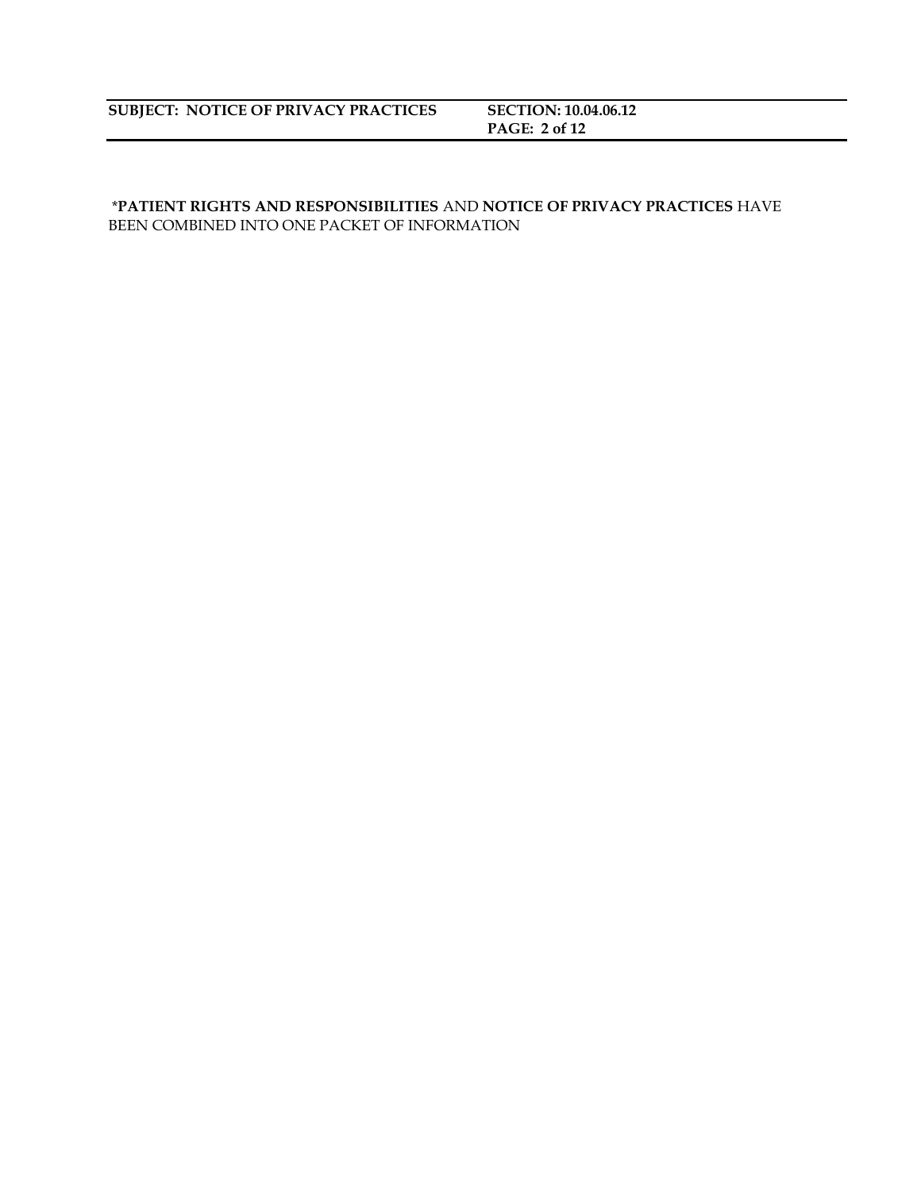*__PATIENT RIGHTS AND RESPONSIBILITIES__ AND **NOTICE OF PRIVACY PRACTICES** HAVE BEEN COMBINED INTO ONE PACKET OF INFORMATION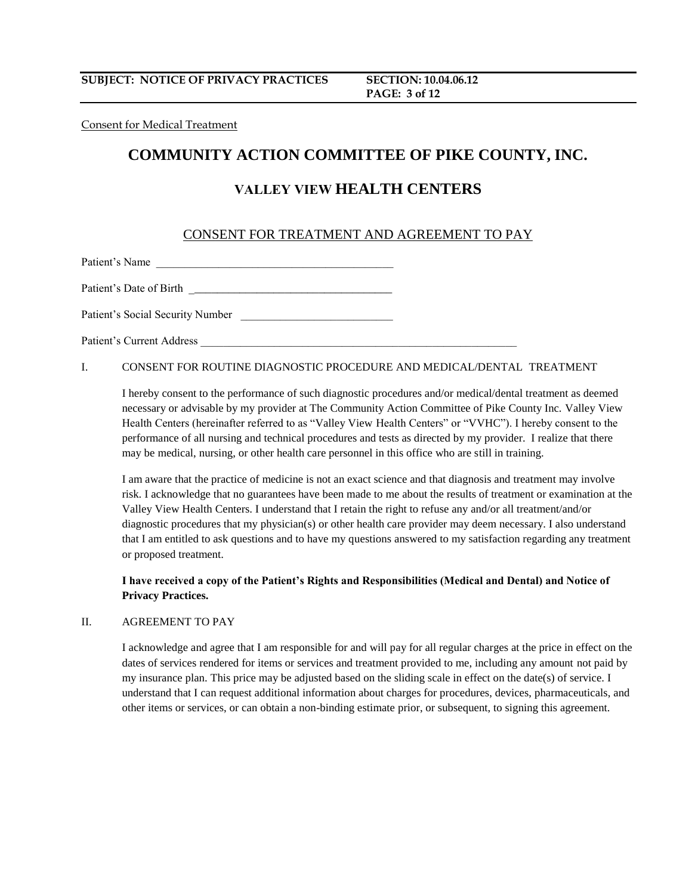Consent for Medical Treatment

# COMMUNITY ACTION COMMITTEE OF PIKE COUNTY, INC.

## VALLEY VIEW HEALTH CENTERS

### CONSENT FOR TREATMENT AND AGREEMENT TO PAY

Patient's Name ____________________________________________

Patient's Date of Birth ______________________________________

Patient's Social Security Number ____________________________

Patient's Current Address __________________________________________________________

I. CONSENT FOR ROUTINE DIAGNOSTIC PROCEDURE AND MEDICAL/DENTAL TREATMENT

I hereby consent to the performance of such diagnostic procedures and/or medical/dental treatment as deemed necessary or advisable by my provider at The Community Action Committee of Pike County Inc. Valley View Health Centers (hereinafter referred to as "Valley View Health Centers" or "VVHC"). I hereby consent to the performance of all nursing and technical procedures and tests as directed by my provider. I realize that there may be medical, nursing, or other health care personnel in this office who are still in training.

I am aware that the practice of medicine is not an exact science and that diagnosis and treatment may involve risk. I acknowledge that no guarantees have been made to me about the results of treatment or examination at the Valley View Health Centers. I understand that I retain the right to refuse any and/or all treatment/and/or diagnostic procedures that my physician(s) or other health care provider may deem necessary. I also understand that I am entitled to ask questions and to have my questions answered to my satisfaction regarding any treatment or proposed treatment.

**I have received a copy of the Patient's Rights and Responsibilities (Medical and Dental) and Notice of Privacy Practices.**

II. AGREEMENT TO PAY

I acknowledge and agree that I am responsible for and will pay for all regular charges at the price in effect on the dates of services rendered for items or services and treatment provided to me, including any amount not paid by my insurance plan. This price may be adjusted based on the sliding scale in effect on the date(s) of service. I understand that I can request additional information about charges for procedures, devices, pharmaceuticals, and other items or services, or can obtain a non-binding estimate prior, or subsequent, to signing this agreement.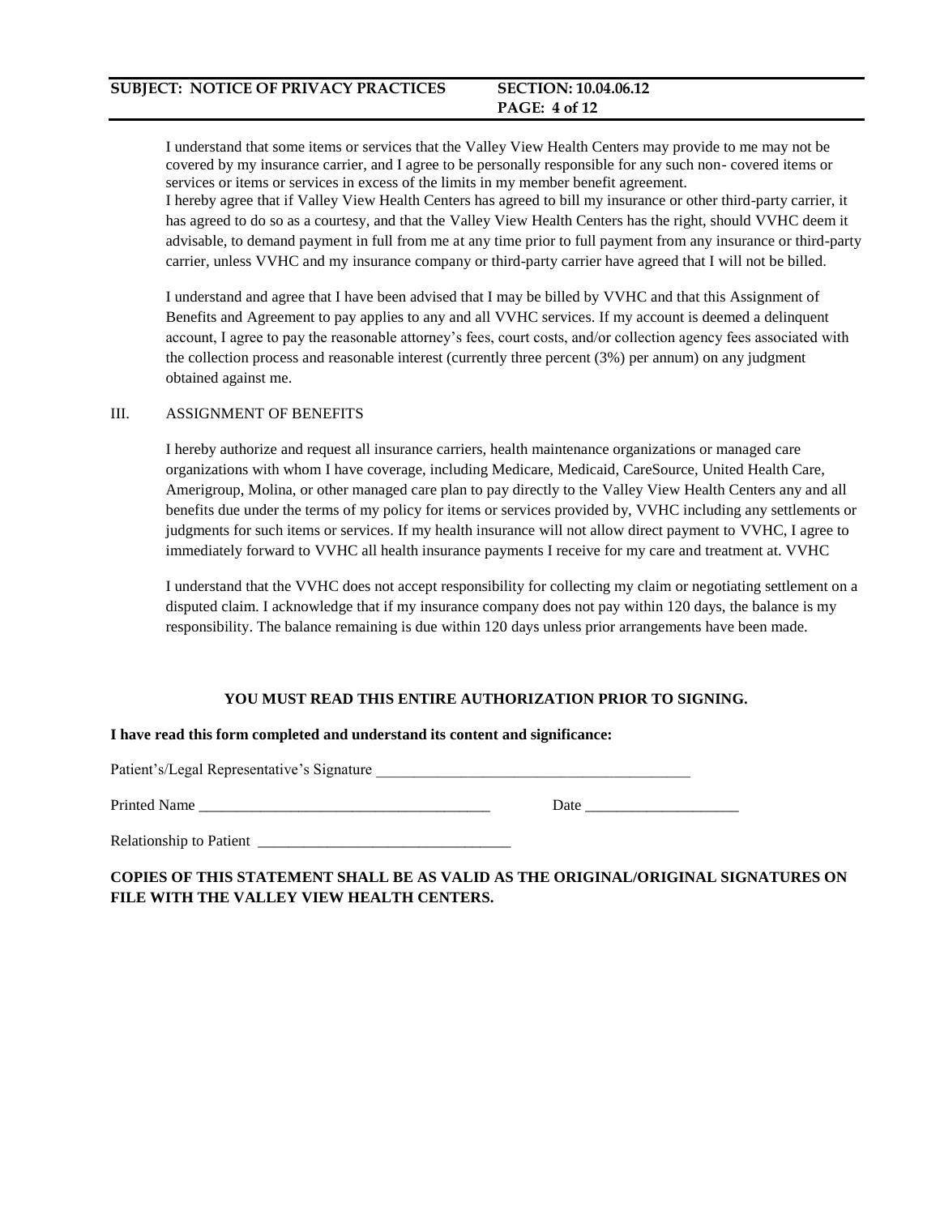I understand that some items or services that the Valley View Health Centers may provide to me may not be covered by my insurance carrier, and I agree to be personally responsible for any such non- covered items or services or items or services in excess of the limits in my member benefit agreement.
I hereby agree that if Valley View Health Centers has agreed to bill my insurance or other third-party carrier, it has agreed to do so as a courtesy, and that the Valley View Health Centers has the right, should VVHC deem it advisable, to demand payment in full from me at any time prior to full payment from any insurance or third-party carrier, unless VVHC and my insurance company or third-party carrier have agreed that I will not be billed.

I understand and agree that I have been advised that I may be billed by VVHC and that this Assignment of Benefits and Agreement to pay applies to any and all VVHC services. If my account is deemed a delinquent account, I agree to pay the reasonable attorney's fees, court costs, and/or collection agency fees associated with the collection process and reasonable interest (currently three percent (3%) per annum) on any judgment obtained against me.

III. ASSIGNMENT OF BENEFITS

I hereby authorize and request all insurance carriers, health maintenance organizations or managed care organizations with whom I have coverage, including Medicare, Medicaid, CareSource, United Health Care, Amerigroup, Molina, or other managed care plan to pay directly to the Valley View Health Centers any and all benefits due under the terms of my policy for items or services provided by, VVHC including any settlements or judgments for such items or services. If my health insurance will not allow direct payment to VVHC, I agree to immediately forward to VVHC all health insurance payments I receive for my care and treatment at. VVHC

I understand that the VVHC does not accept responsibility for collecting my claim or negotiating settlement on a disputed claim. I acknowledge that if my insurance company does not pay within 120 days, the balance is my responsibility. The balance remaining is due within 120 days unless prior arrangements have been made.

**YOU MUST READ THIS ENTIRE AUTHORIZATION PRIOR TO SIGNING.**

**I have read this form completed and understand its content and significance:**

Patient's/Legal Representative's Signature ________________________________________

Printed Name ______________________________________ Date ____________________

Relationship to Patient _________________________________

**COPIES OF THIS STATEMENT SHALL BE AS VALID AS THE ORIGINAL/ORIGINAL SIGNATURES ON FILE WITH THE VALLEY VIEW HEALTH CENTERS.**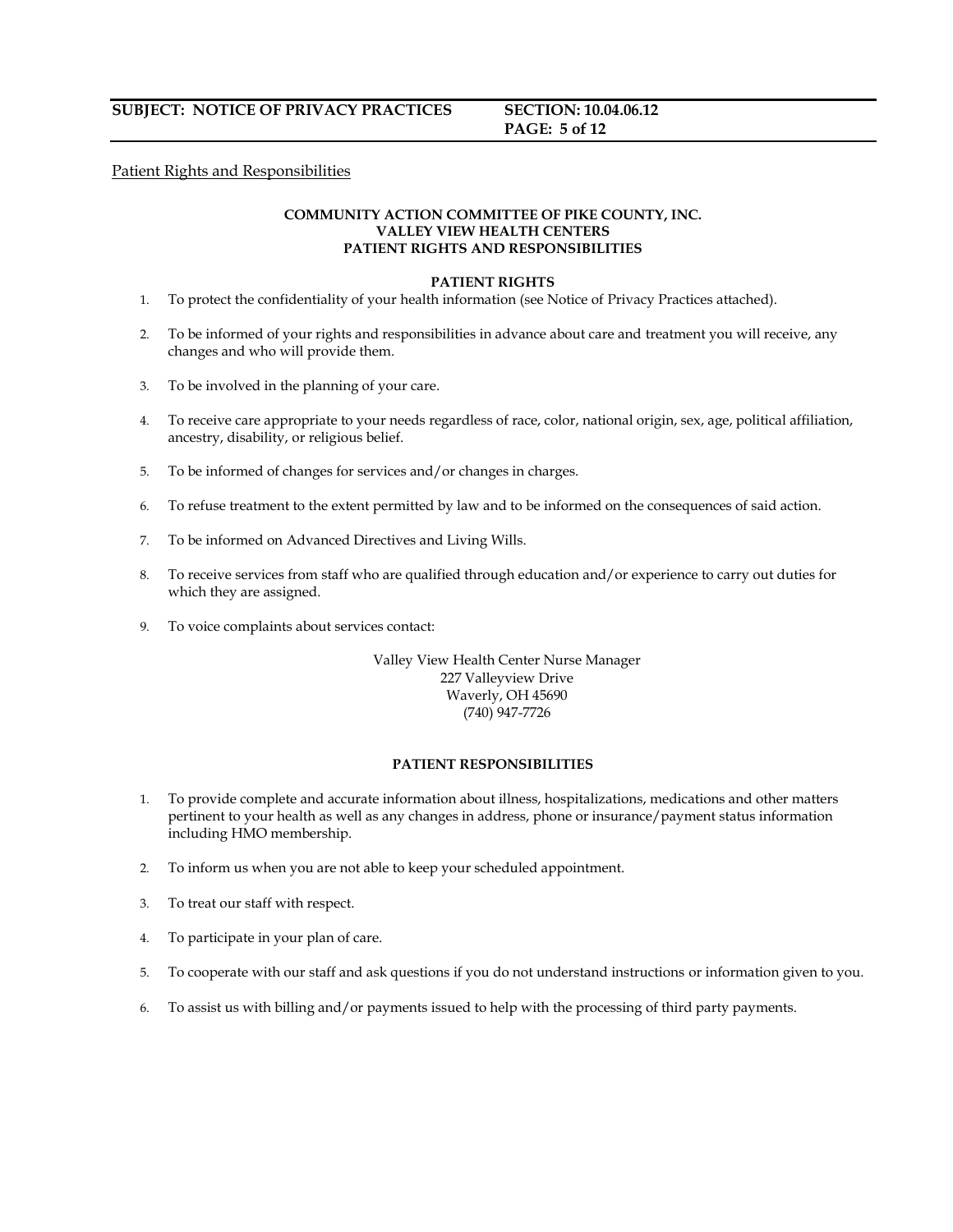Patient Rights and Responsibilities

**COMMUNITY ACTION COMMITTEE OF PIKE COUNTY, INC.**
**VALLEY VIEW HEALTH CENTERS**
**PATIENT RIGHTS AND RESPONSIBILITIES**

**PATIENT RIGHTS**

1. To protect the confidentiality of your health information (see Notice of Privacy Practices attached).
2. To be informed of your rights and responsibilities in advance about care and treatment you will receive, any changes and who will provide them.
3. To be involved in the planning of your care.
4. To receive care appropriate to your needs regardless of race, color, national origin, sex, age, political affiliation, ancestry, disability, or religious belief.
5. To be informed of changes for services and/or changes in charges.
6. To refuse treatment to the extent permitted by law and to be informed on the consequences of said action.
7. To be informed on Advanced Directives and Living Wills.
8. To receive services from staff who are qualified through education and/or experience to carry out duties for which they are assigned.
9. To voice complaints about services contact:

Valley View Health Center Nurse Manager
227 Valleyview Drive
Waverly, OH 45690
(740) 947-7726

**PATIENT RESPONSIBILITIES**

1. To provide complete and accurate information about illness, hospitalizations, medications and other matters pertinent to your health as well as any changes in address, phone or insurance/payment status information including HMO membership.
2. To inform us when you are not able to keep your scheduled appointment.
3. To treat our staff with respect.
4. To participate in your plan of care.
5. To cooperate with our staff and ask questions if you do not understand instructions or information given to you.
6. To assist us with billing and/or payments issued to help with the processing of third party payments.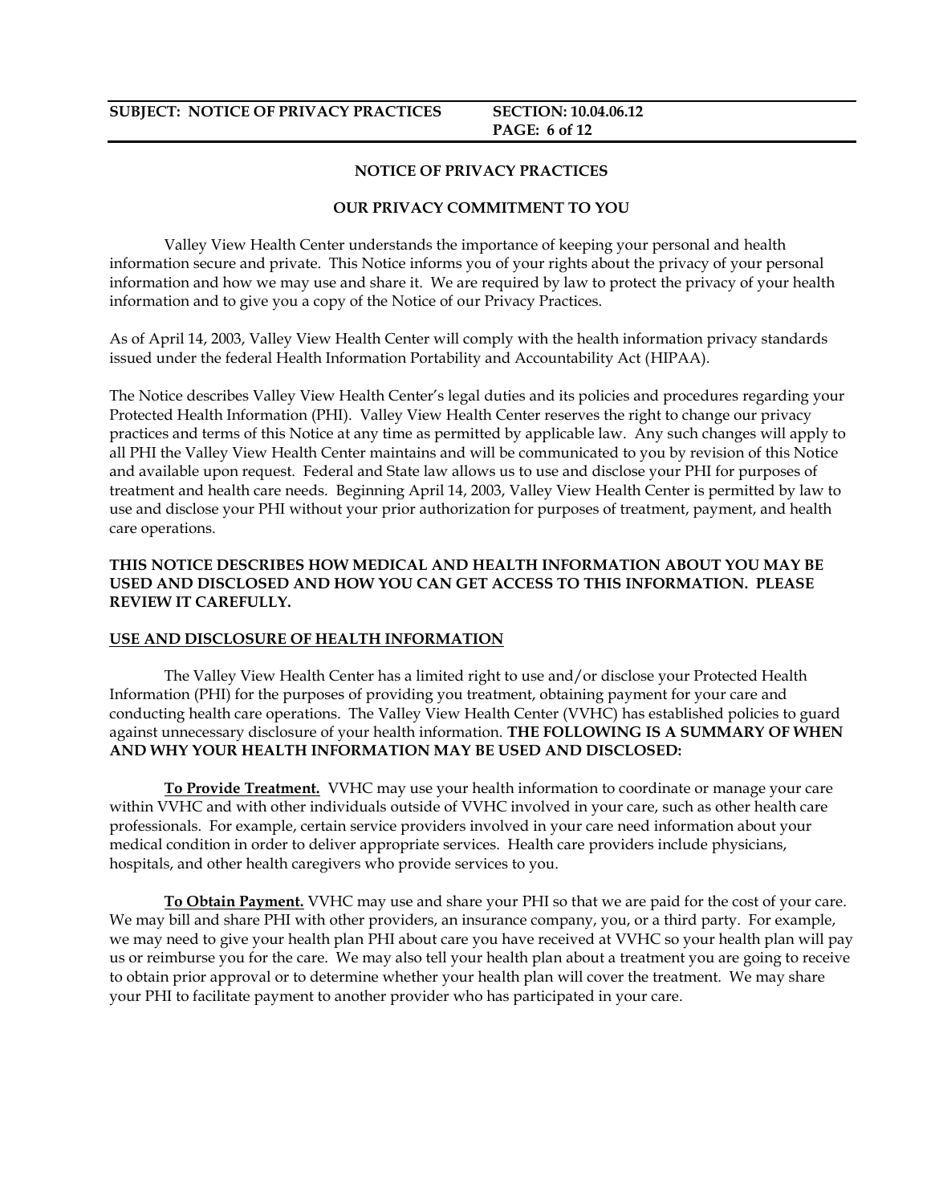## NOTICE OF PRIVACY PRACTICES

## OUR PRIVACY COMMITMENT TO YOU

Valley View Health Center understands the importance of keeping your personal and health information secure and private. This Notice informs you of your rights about the privacy of your personal information and how we may use and share it. We are required by law to protect the privacy of your health information and to give you a copy of the Notice of our Privacy Practices.

As of April 14, 2003, Valley View Health Center will comply with the health information privacy standards issued under the federal Health Information Portability and Accountability Act (HIPAA).

The Notice describes Valley View Health Center's legal duties and its policies and procedures regarding your Protected Health Information (PHI). Valley View Health Center reserves the right to change our privacy practices and terms of this Notice at any time as permitted by applicable law. Any such changes will apply to all PHI the Valley View Health Center maintains and will be communicated to you by revision of this Notice and available upon request. Federal and State law allows us to use and disclose your PHI for purposes of treatment and health care needs. Beginning April 14, 2003, Valley View Health Center is permitted by law to use and disclose your PHI without your prior authorization for purposes of treatment, payment, and health care operations.

**THIS NOTICE DESCRIBES HOW MEDICAL AND HEALTH INFORMATION ABOUT YOU MAY BE USED AND DISCLOSED AND HOW YOU CAN GET ACCESS TO THIS INFORMATION. PLEASE REVIEW IT CAREFULLY.**

### USE AND DISCLOSURE OF HEALTH INFORMATION

The Valley View Health Center has a limited right to use and/or disclose your Protected Health Information (PHI) for the purposes of providing you treatment, obtaining payment for your care and conducting health care operations. The Valley View Health Center (VVHC) has established policies to guard against unnecessary disclosure of your health information. **THE FOLLOWING IS A SUMMARY OF WHEN AND WHY YOUR HEALTH INFORMATION MAY BE USED AND DISCLOSED:**

**To Provide Treatment.** VVHC may use your health information to coordinate or manage your care within VVHC and with other individuals outside of VVHC involved in your care, such as other health care professionals. For example, certain service providers involved in your care need information about your medical condition in order to deliver appropriate services. Health care providers include physicians, hospitals, and other health caregivers who provide services to you.

**To Obtain Payment.** VVHC may use and share your PHI so that we are paid for the cost of your care. We may bill and share PHI with other providers, an insurance company, you, or a third party. For example, we may need to give your health plan PHI about care you have received at VVHC so your health plan will pay us or reimburse you for the care. We may also tell your health plan about a treatment you are going to receive to obtain prior approval or to determine whether your health plan will cover the treatment. We may share your PHI to facilitate payment to another provider who has participated in your care.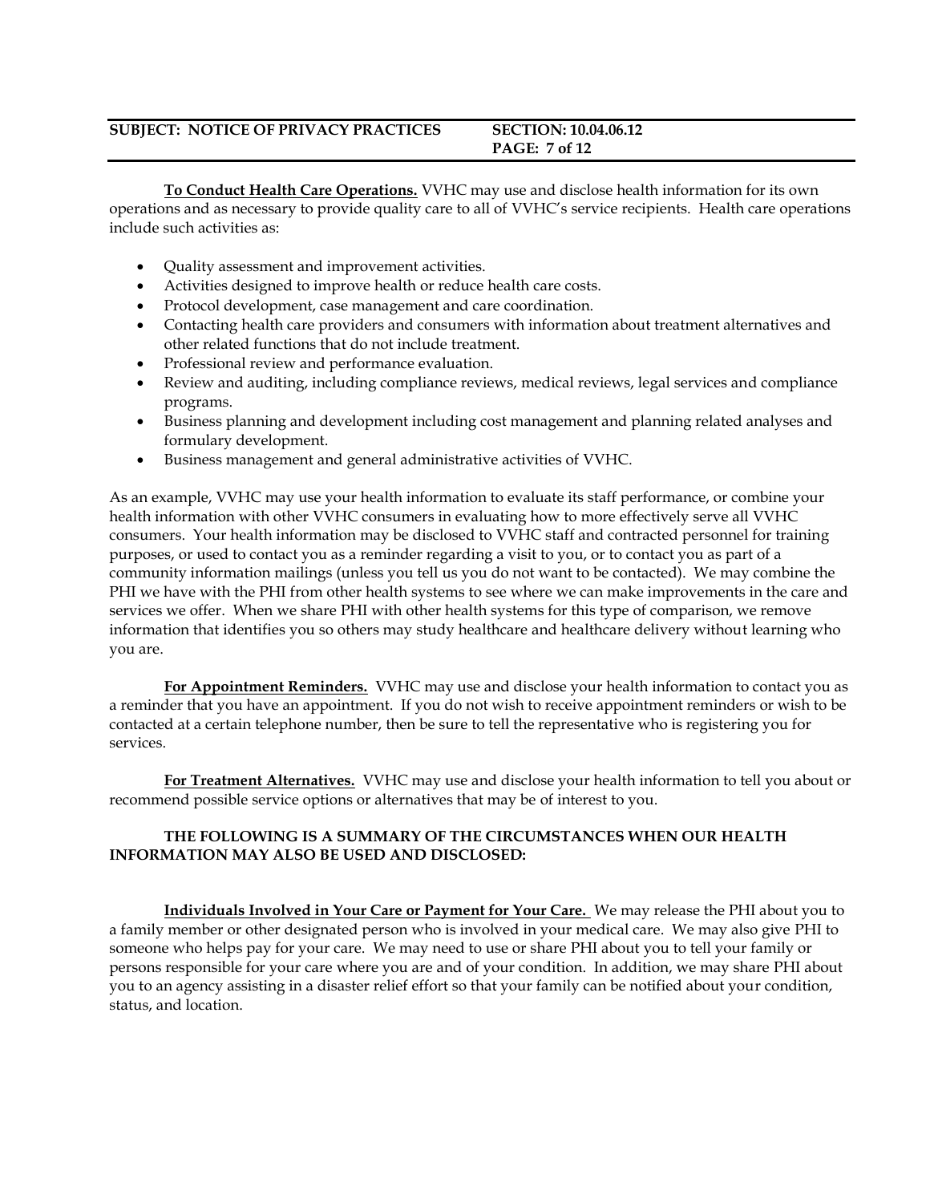**To Conduct Health Care Operations.** VVHC may use and disclose health information for its own operations and as necessary to provide quality care to all of VVHC's service recipients. Health care operations include such activities as:

- Quality assessment and improvement activities.
- Activities designed to improve health or reduce health care costs.
- Protocol development, case management and care coordination.
- Contacting health care providers and consumers with information about treatment alternatives and other related functions that do not include treatment.
- Professional review and performance evaluation.
- Review and auditing, including compliance reviews, medical reviews, legal services and compliance programs.
- Business planning and development including cost management and planning related analyses and formulary development.
- Business management and general administrative activities of VVHC.

As an example, VVHC may use your health information to evaluate its staff performance, or combine your health information with other VVHC consumers in evaluating how to more effectively serve all VVHC consumers. Your health information may be disclosed to VVHC staff and contracted personnel for training purposes, or used to contact you as a reminder regarding a visit to you, or to contact you as part of a community information mailings (unless you tell us you do not want to be contacted). We may combine the PHI we have with the PHI from other health systems to see where we can make improvements in the care and services we offer. When we share PHI with other health systems for this type of comparison, we remove information that identifies you so others may study healthcare and healthcare delivery without learning who you are.

**For Appointment Reminders.** VVHC may use and disclose your health information to contact you as a reminder that you have an appointment. If you do not wish to receive appointment reminders or wish to be contacted at a certain telephone number, then be sure to tell the representative who is registering you for services.

**For Treatment Alternatives.** VVHC may use and disclose your health information to tell you about or recommend possible service options or alternatives that may be of interest to you.

**THE FOLLOWING IS A SUMMARY OF THE CIRCUMSTANCES WHEN OUR HEALTH INFORMATION MAY ALSO BE USED AND DISCLOSED:**

**Individuals Involved in Your Care or Payment for Your Care.** We may release the PHI about you to a family member or other designated person who is involved in your medical care. We may also give PHI to someone who helps pay for your care. We may need to use or share PHI about you to tell your family or persons responsible for your care where you are and of your condition. In addition, we may share PHI about you to an agency assisting in a disaster relief effort so that your family can be notified about your condition, status, and location.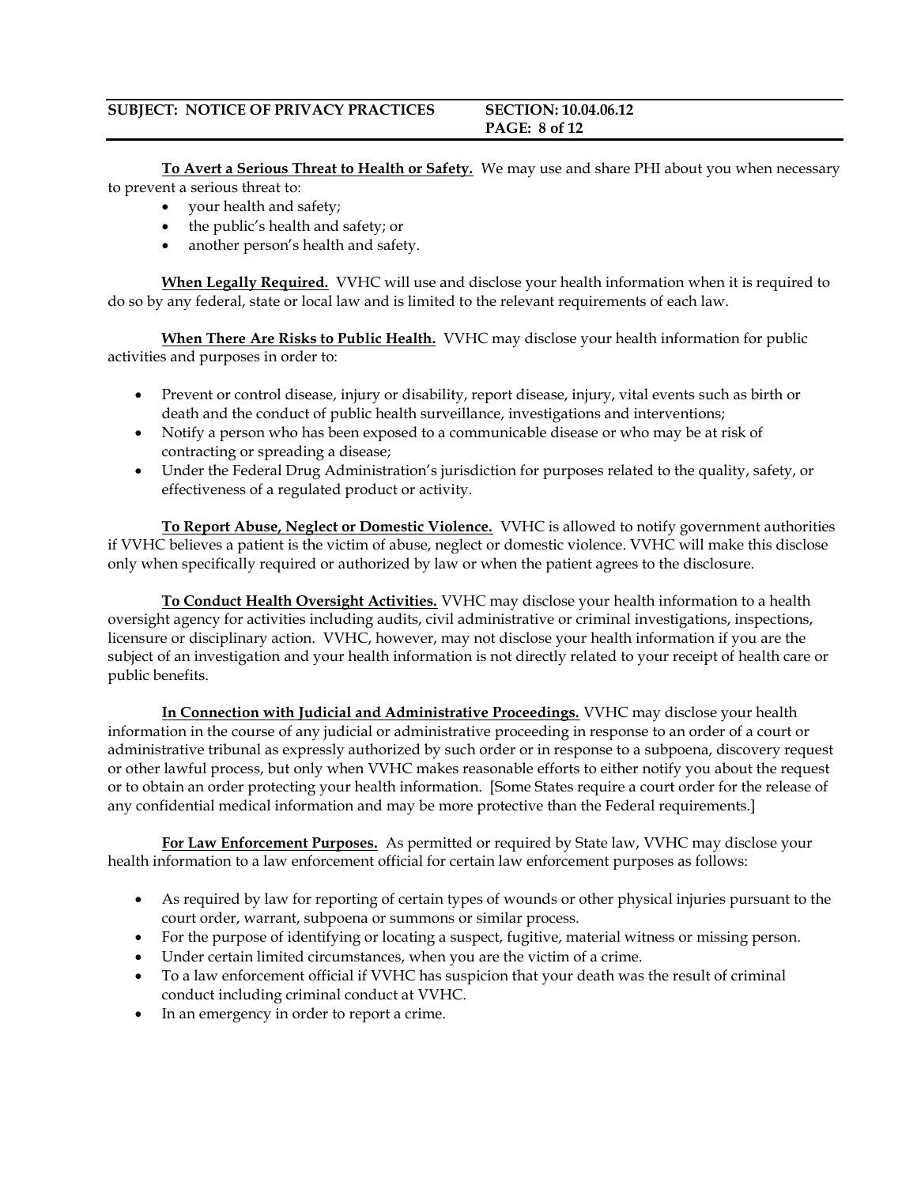**To Avert a Serious Threat to Health or Safety.** We may use and share PHI about you when necessary to prevent a serious threat to:

- your health and safety;
- the public's health and safety; or
- another person's health and safety.

**When Legally Required.** VVHC will use and disclose your health information when it is required to do so by any federal, state or local law and is limited to the relevant requirements of each law.

**When There Are Risks to Public Health.** VVHC may disclose your health information for public activities and purposes in order to:

- Prevent or control disease, injury or disability, report disease, injury, vital events such as birth or death and the conduct of public health surveillance, investigations and interventions;
- Notify a person who has been exposed to a communicable disease or who may be at risk of contracting or spreading a disease;
- Under the Federal Drug Administration's jurisdiction for purposes related to the quality, safety, or effectiveness of a regulated product or activity.

**To Report Abuse, Neglect or Domestic Violence.** VVHC is allowed to notify government authorities if VVHC believes a patient is the victim of abuse, neglect or domestic violence. VVHC will make this disclose only when specifically required or authorized by law or when the patient agrees to the disclosure.

**To Conduct Health Oversight Activities.** VVHC may disclose your health information to a health oversight agency for activities including audits, civil administrative or criminal investigations, inspections, licensure or disciplinary action. VVHC, however, may not disclose your health information if you are the subject of an investigation and your health information is not directly related to your receipt of health care or public benefits.

**In Connection with Judicial and Administrative Proceedings.** VVHC may disclose your health information in the course of any judicial or administrative proceeding in response to an order of a court or administrative tribunal as expressly authorized by such order or in response to a subpoena, discovery request or other lawful process, but only when VVHC makes reasonable efforts to either notify you about the request or to obtain an order protecting your health information. [Some States require a court order for the release of any confidential medical information and may be more protective than the Federal requirements.]

**For Law Enforcement Purposes.** As permitted or required by State law, VVHC may disclose your health information to a law enforcement official for certain law enforcement purposes as follows:

- As required by law for reporting of certain types of wounds or other physical injuries pursuant to the court order, warrant, subpoena or summons or similar process.
- For the purpose of identifying or locating a suspect, fugitive, material witness or missing person.
- Under certain limited circumstances, when you are the victim of a crime.
- To a law enforcement official if VVHC has suspicion that your death was the result of criminal conduct including criminal conduct at VVHC.
- In an emergency in order to report a crime.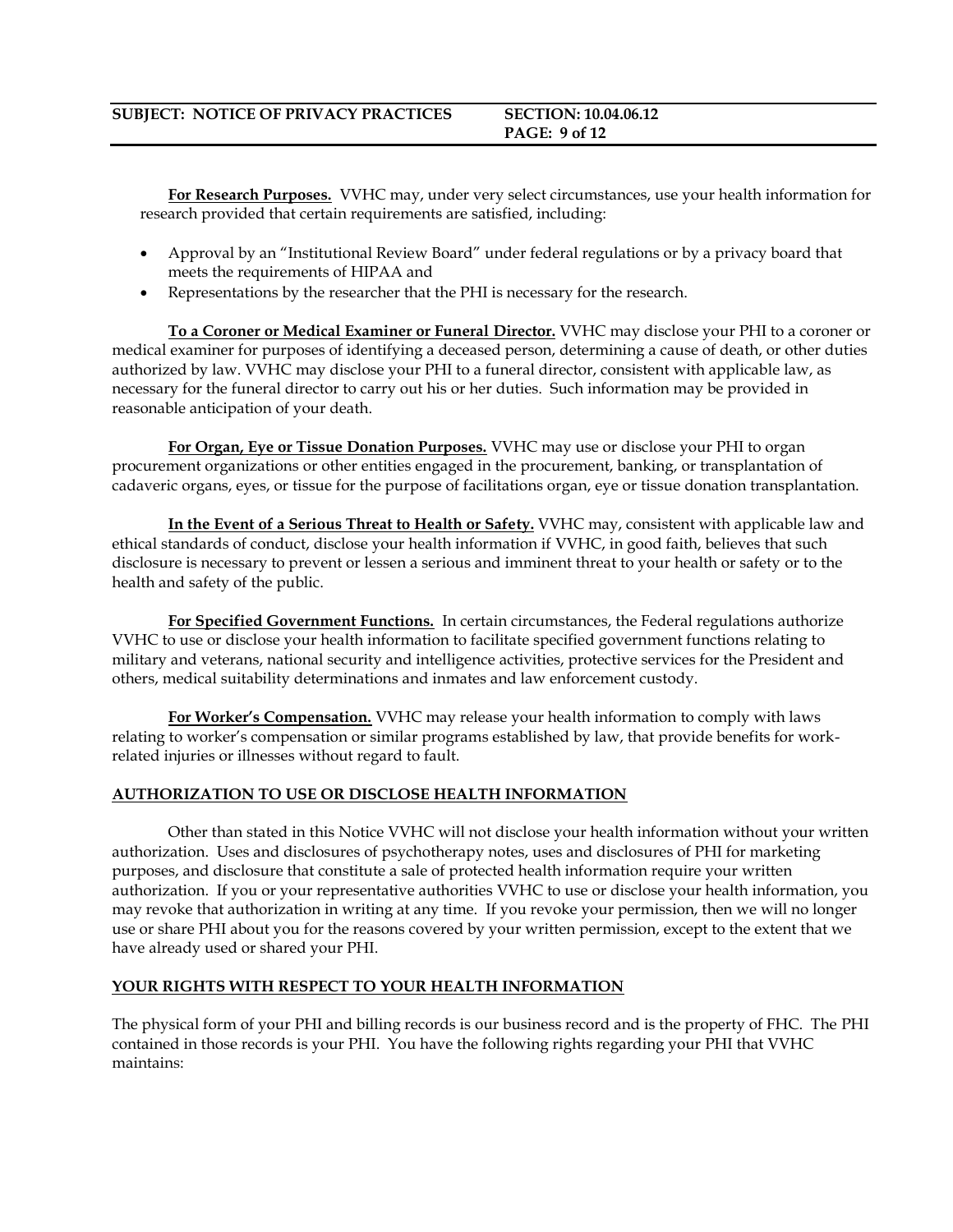**For Research Purposes.** VVHC may, under very select circumstances, use your health information for research provided that certain requirements are satisfied, including:

- Approval by an "Institutional Review Board" under federal regulations or by a privacy board that meets the requirements of HIPAA and
- Representations by the researcher that the PHI is necessary for the research.

**To a Coroner or Medical Examiner or Funeral Director.** VVHC may disclose your PHI to a coroner or medical examiner for purposes of identifying a deceased person, determining a cause of death, or other duties authorized by law. VVHC may disclose your PHI to a funeral director, consistent with applicable law, as necessary for the funeral director to carry out his or her duties. Such information may be provided in reasonable anticipation of your death.

**For Organ, Eye or Tissue Donation Purposes.** VVHC may use or disclose your PHI to organ procurement organizations or other entities engaged in the procurement, banking, or transplantation of cadaveric organs, eyes, or tissue for the purpose of facilitations organ, eye or tissue donation transplantation.

**In the Event of a Serious Threat to Health or Safety.** VVHC may, consistent with applicable law and ethical standards of conduct, disclose your health information if VVHC, in good faith, believes that such disclosure is necessary to prevent or lessen a serious and imminent threat to your health or safety or to the health and safety of the public.

**For Specified Government Functions.** In certain circumstances, the Federal regulations authorize VVHC to use or disclose your health information to facilitate specified government functions relating to military and veterans, national security and intelligence activities, protective services for the President and others, medical suitability determinations and inmates and law enforcement custody.

**For Worker's Compensation.** VVHC may release your health information to comply with laws relating to worker's compensation or similar programs established by law, that provide benefits for work-related injuries or illnesses without regard to fault.

## AUTHORIZATION TO USE OR DISCLOSE HEALTH INFORMATION

Other than stated in this Notice VVHC will not disclose your health information without your written authorization. Uses and disclosures of psychotherapy notes, uses and disclosures of PHI for marketing purposes, and disclosure that constitute a sale of protected health information require your written authorization. If you or your representative authorities VVHC to use or disclose your health information, you may revoke that authorization in writing at any time. If you revoke your permission, then we will no longer use or share PHI about you for the reasons covered by your written permission, except to the extent that we have already used or shared your PHI.

## YOUR RIGHTS WITH RESPECT TO YOUR HEALTH INFORMATION

The physical form of your PHI and billing records is our business record and is the property of FHC. The PHI contained in those records is your PHI. You have the following rights regarding your PHI that VVHC maintains: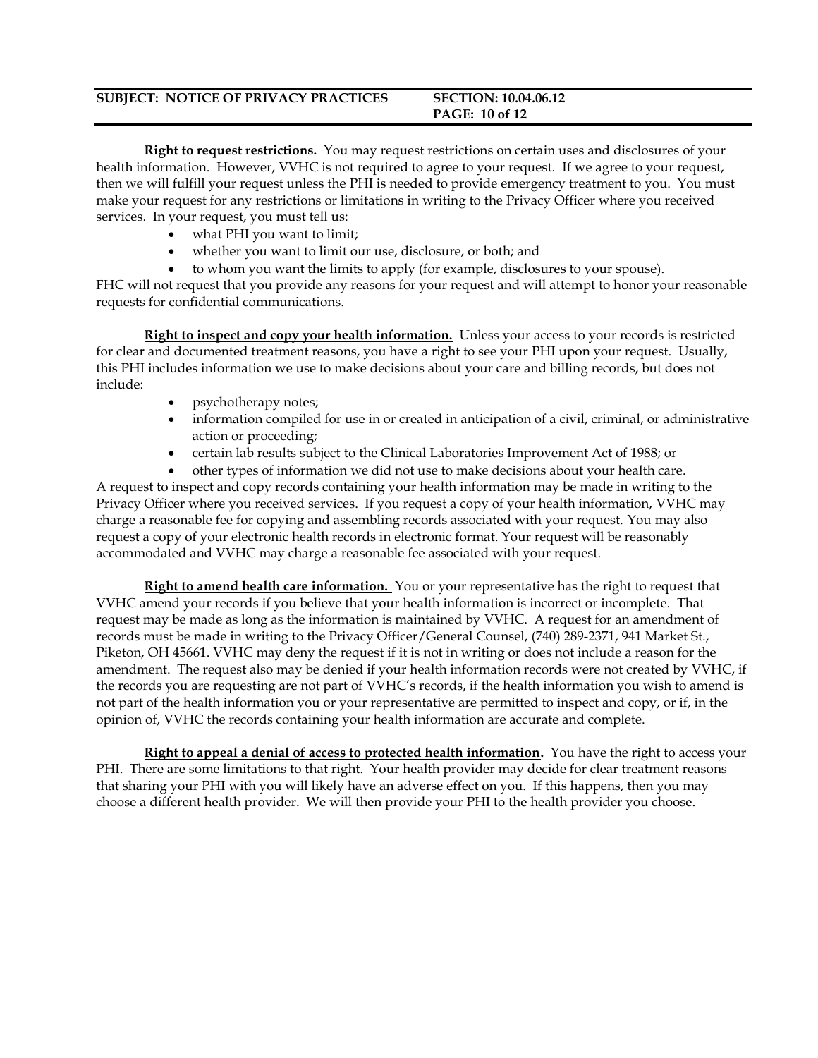**Right to request restrictions.** You may request restrictions on certain uses and disclosures of your health information. However, VVHC is not required to agree to your request. If we agree to your request, then we will fulfill your request unless the PHI is needed to provide emergency treatment to you. You must make your request for any restrictions or limitations in writing to the Privacy Officer where you received services. In your request, you must tell us:

- what PHI you want to limit;
- whether you want to limit our use, disclosure, or both; and
- to whom you want the limits to apply (for example, disclosures to your spouse).

FHC will not request that you provide any reasons for your request and will attempt to honor your reasonable requests for confidential communications.

**Right to inspect and copy your health information.** Unless your access to your records is restricted for clear and documented treatment reasons, you have a right to see your PHI upon your request. Usually, this PHI includes information we use to make decisions about your care and billing records, but does not include:

- psychotherapy notes;
- information compiled for use in or created in anticipation of a civil, criminal, or administrative action or proceeding;
- certain lab results subject to the Clinical Laboratories Improvement Act of 1988; or
- other types of information we did not use to make decisions about your health care.

A request to inspect and copy records containing your health information may be made in writing to the Privacy Officer where you received services. If you request a copy of your health information, VVHC may charge a reasonable fee for copying and assembling records associated with your request. You may also request a copy of your electronic health records in electronic format. Your request will be reasonably accommodated and VVHC may charge a reasonable fee associated with your request.

**Right to amend health care information.** You or your representative has the right to request that VVHC amend your records if you believe that your health information is incorrect or incomplete. That request may be made as long as the information is maintained by VVHC. A request for an amendment of records must be made in writing to the Privacy Officer/General Counsel, (740) 289-2371, 941 Market St., Piketon, OH 45661. VVHC may deny the request if it is not in writing or does not include a reason for the amendment. The request also may be denied if your health information records were not created by VVHC, if the records you are requesting are not part of VVHC's records, if the health information you wish to amend is not part of the health information you or your representative are permitted to inspect and copy, or if, in the opinion of, VVHC the records containing your health information are accurate and complete.

**Right to appeal a denial of access to protected health information.** You have the right to access your PHI. There are some limitations to that right. Your health provider may decide for clear treatment reasons that sharing your PHI with you will likely have an adverse effect on you. If this happens, then you may choose a different health provider. We will then provide your PHI to the health provider you choose.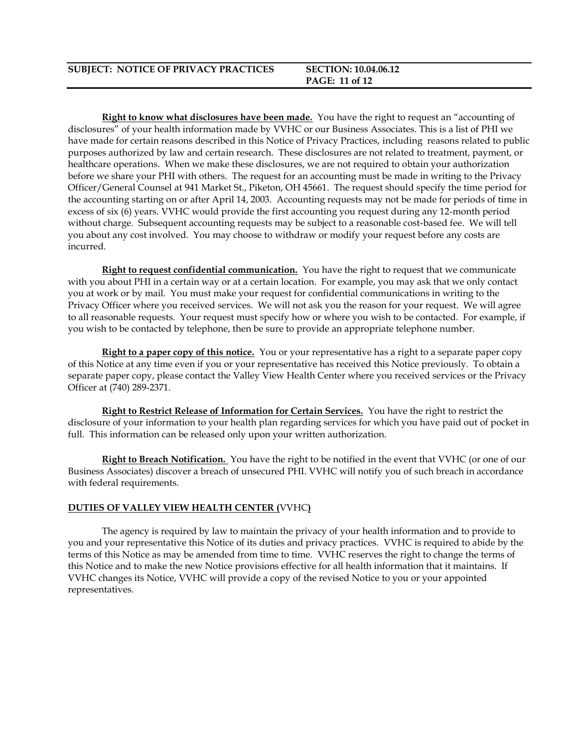**Right to know what disclosures have been made.** You have the right to request an "accounting of disclosures" of your health information made by VVHC or our Business Associates. This is a list of PHI we have made for certain reasons described in this Notice of Privacy Practices, including reasons related to public purposes authorized by law and certain research. These disclosures are not related to treatment, payment, or healthcare operations. When we make these disclosures, we are not required to obtain your authorization before we share your PHI with others. The request for an accounting must be made in writing to the Privacy Officer/General Counsel at 941 Market St., Piketon, OH 45661. The request should specify the time period for the accounting starting on or after April 14, 2003. Accounting requests may not be made for periods of time in excess of six (6) years. VVHC would provide the first accounting you request during any 12-month period without charge. Subsequent accounting requests may be subject to a reasonable cost-based fee. We will tell you about any cost involved. You may choose to withdraw or modify your request before any costs are incurred.

**Right to request confidential communication.** You have the right to request that we communicate with you about PHI in a certain way or at a certain location. For example, you may ask that we only contact you at work or by mail. You must make your request for confidential communications in writing to the Privacy Officer where you received services. We will not ask you the reason for your request. We will agree to all reasonable requests. Your request must specify how or where you wish to be contacted. For example, if you wish to be contacted by telephone, then be sure to provide an appropriate telephone number.

**Right to a paper copy of this notice.** You or your representative has a right to a separate paper copy of this Notice at any time even if you or your representative has received this Notice previously. To obtain a separate paper copy, please contact the Valley View Health Center where you received services or the Privacy Officer at (740) 289-2371.

**Right to Restrict Release of Information for Certain Services.** You have the right to restrict the disclosure of your information to your health plan regarding services for which you have paid out of pocket in full. This information can be released only upon your written authorization.

**Right to Breach Notification.** You have the right to be notified in the event that VVHC (or one of our Business Associates) discover a breach of unsecured PHI. VVHC will notify you of such breach in accordance with federal requirements.

## DUTIES OF VALLEY VIEW HEALTH CENTER (VVHC)

The agency is required by law to maintain the privacy of your health information and to provide to you and your representative this Notice of its duties and privacy practices. VVHC is required to abide by the terms of this Notice as may be amended from time to time. VVHC reserves the right to change the terms of this Notice and to make the new Notice provisions effective for all health information that it maintains. If VVHC changes its Notice, VVHC will provide a copy of the revised Notice to you or your appointed representatives.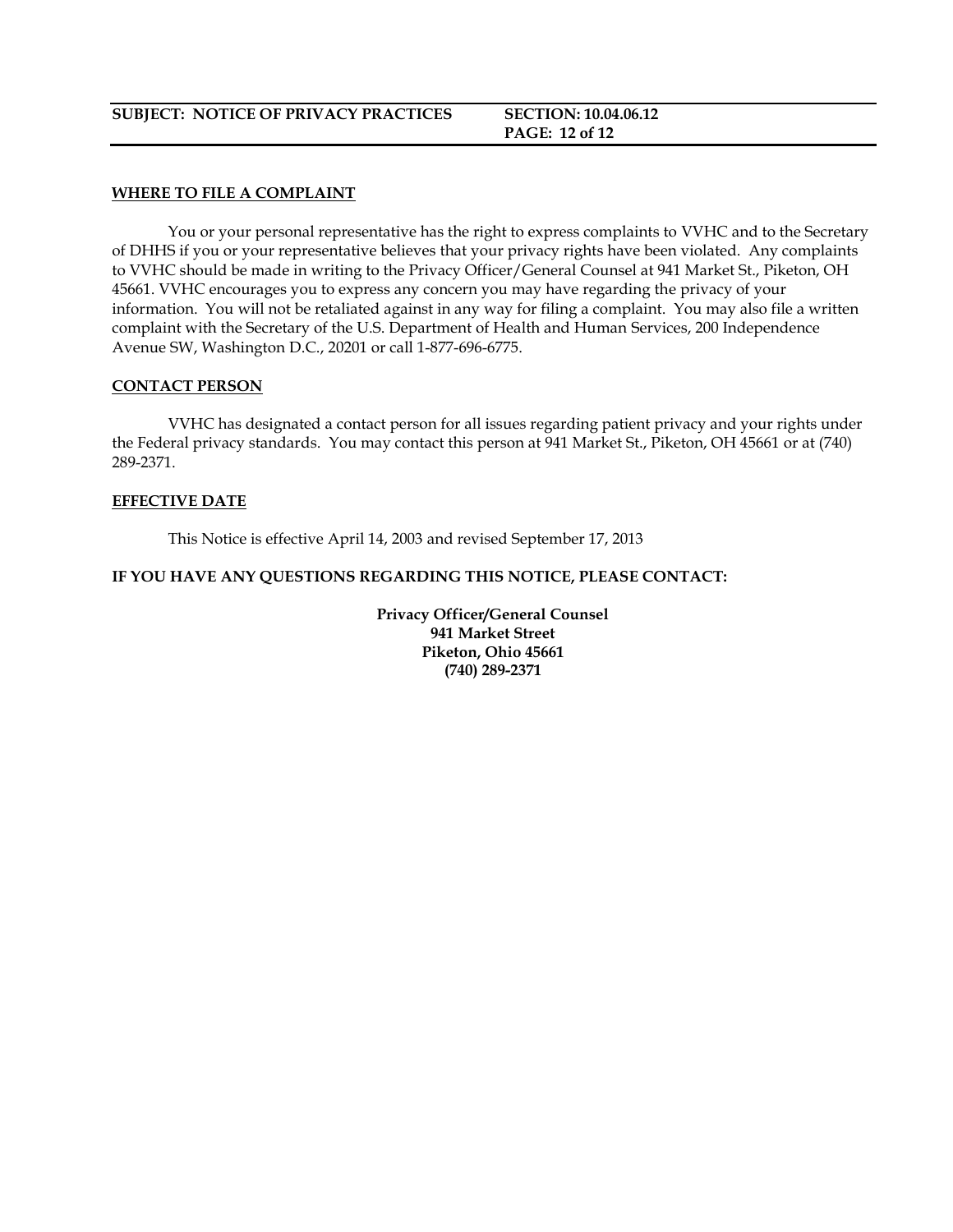## WHERE TO FILE A COMPLAINT

You or your personal representative has the right to express complaints to VVHC and to the Secretary of DHHS if you or your representative believes that your privacy rights have been violated. Any complaints to VVHC should be made in writing to the Privacy Officer/General Counsel at 941 Market St., Piketon, OH 45661. VVHC encourages you to express any concern you may have regarding the privacy of your information. You will not be retaliated against in any way for filing a complaint. You may also file a written complaint with the Secretary of the U.S. Department of Health and Human Services, 200 Independence Avenue SW, Washington D.C., 20201 or call 1-877-696-6775.

## CONTACT PERSON

VVHC has designated a contact person for all issues regarding patient privacy and your rights under the Federal privacy standards. You may contact this person at 941 Market St., Piketon, OH 45661 or at (740) 289-2371.

## EFFECTIVE DATE

This Notice is effective April 14, 2003 and revised September 17, 2013

**IF YOU HAVE ANY QUESTIONS REGARDING THIS NOTICE, PLEASE CONTACT:**

**Privacy Officer/General Counsel**
**941 Market Street**
**Piketon, Ohio 45661**
**(740) 289-2371**